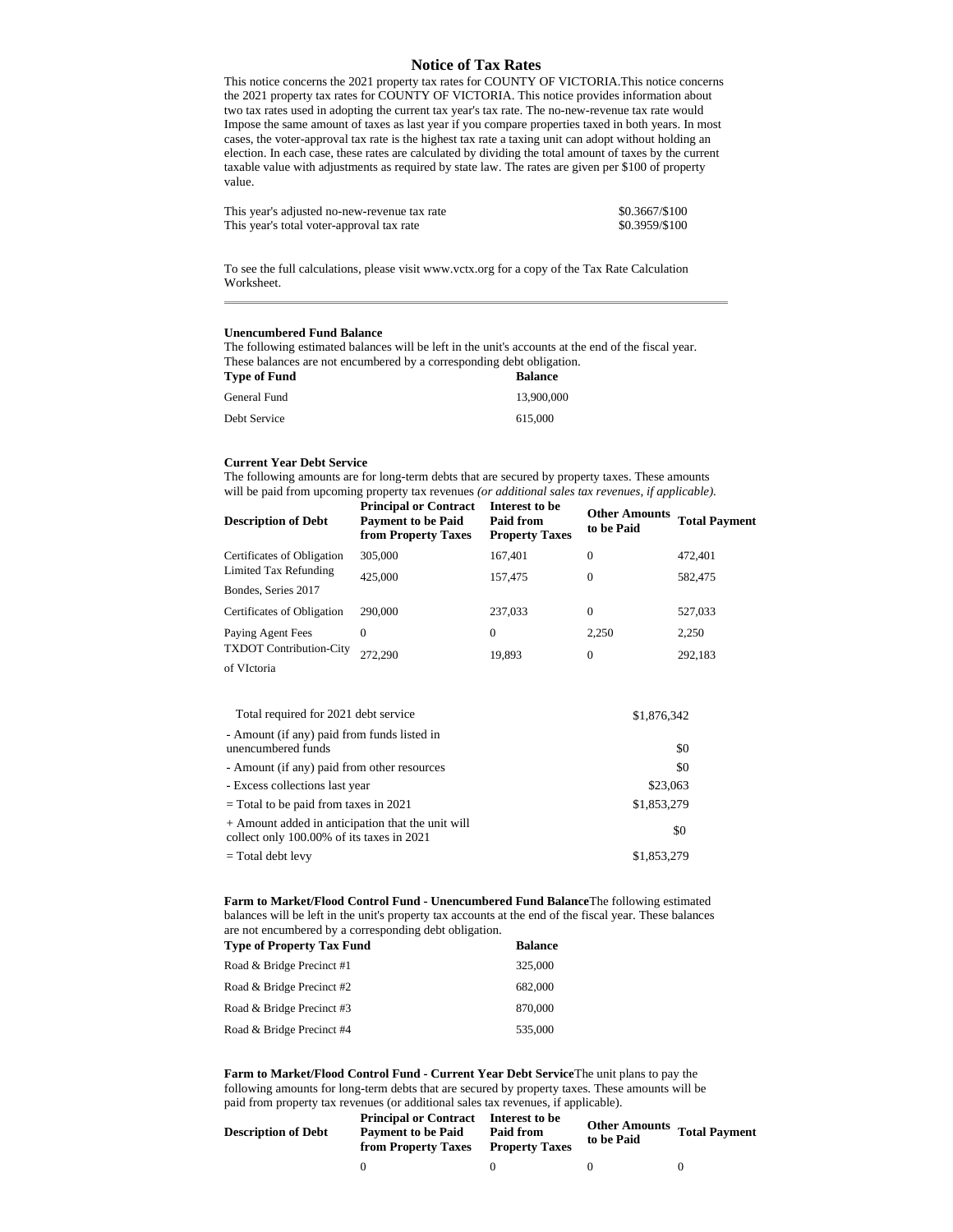# Notice of Tax Rates

This notice concerns the 2021 property tax rates for COUNTY OF VICTORIA.This notice concerns the 2021 property tax rates for COUNTY OF VICTORIA. This notice provides information about two tax rates used in adopting the current tax year's tax rate. The no-new-revenue tax rate would Impose the same amount of taxes as last year if you compare properties taxed in both years. In most cases, the voter-approval tax rate is the highest tax rate a taxing unit can adopt without holding an election. In each case, these rates are calculated by dividing the total amount of taxes by the current taxable value with adjustments as required by state law. The rates are given per $100 of property value.

| | |
|---|---|
| This year's adjusted no-new-revenue tax rate | $0.3667/$100 |
| This year's total voter-approval tax rate | $0.3959/$100 |

To see the full calculations, please visit www.vctx.org for a copy of the Tax Rate Calculation Worksheet.

---

**Unencumbered Fund Balance**

The following estimated balances will be left in the unit's accounts at the end of the fiscal year. These balances are not encumbered by a corresponding debt obligation.

| Type of Fund | Balance |
|---|---|
| General Fund | 13,900,000 |
| Debt Service | 615,000 |

**Current Year Debt Service**

The following amounts are for long-term debts that are secured by property taxes. These amounts will be paid from upcoming property tax revenues *(or additional sales tax revenues, if applicable).*

| Description of Debt | Principal or Contract Payment to be Paid from Property Taxes | Interest to be Paid from Property Taxes | Other Amounts to be Paid | Total Payment |
|---|---|---|---|---|
| Certificates of Obligation | 305,000 | 167,401 | 0 | 472,401 |
| Limited Tax Refunding Bondes, Series 2017 | 425,000 | 157,475 | 0 | 582,475 |
| Certificates of Obligation | 290,000 | 237,033 | 0 | 527,033 |
| Paying Agent Fees | 0 | 0 | 2,250 | 2,250 |
| TXDOT Contribution-City of VIctoria | 272,290 | 19,893 | 0 | 292,183 |

| | |
|---|---|
| Total required for 2021 debt service | $1,876,342 |
| - Amount (if any) paid from funds listed in unencumbered funds | $0 |
| - Amount (if any) paid from other resources | $0 |
| - Excess collections last year | $23,063 |
| = Total to be paid from taxes in 2021 | $1,853,279 |
| + Amount added in anticipation that the unit will collect only 100.00% of its taxes in 2021 | $0 |
| = Total debt levy | $1,853,279 |

**Farm to Market/Flood Control Fund - Unencumbered Fund Balance** The following estimated balances will be left in the unit's property tax accounts at the end of the fiscal year. These balances are not encumbered by a corresponding debt obligation.

| Type of Property Tax Fund | Balance |
|---|---|
| Road & Bridge Precinct #1 | 325,000 |
| Road & Bridge Precinct #2 | 682,000 |
| Road & Bridge Precinct #3 | 870,000 |
| Road & Bridge Precinct #4 | 535,000 |

**Farm to Market/Flood Control Fund - Current Year Debt Service** The unit plans to pay the following amounts for long-term debts that are secured by property taxes. These amounts will be paid from property tax revenues (or additional sales tax revenues, if applicable).

| Description of Debt | Principal or Contract Payment to be Paid from Property Taxes | Interest to be Paid from Property Taxes | Other Amounts to be Paid | Total Payment |
|---|---|---|---|---|
| | 0 | 0 | 0 | 0 |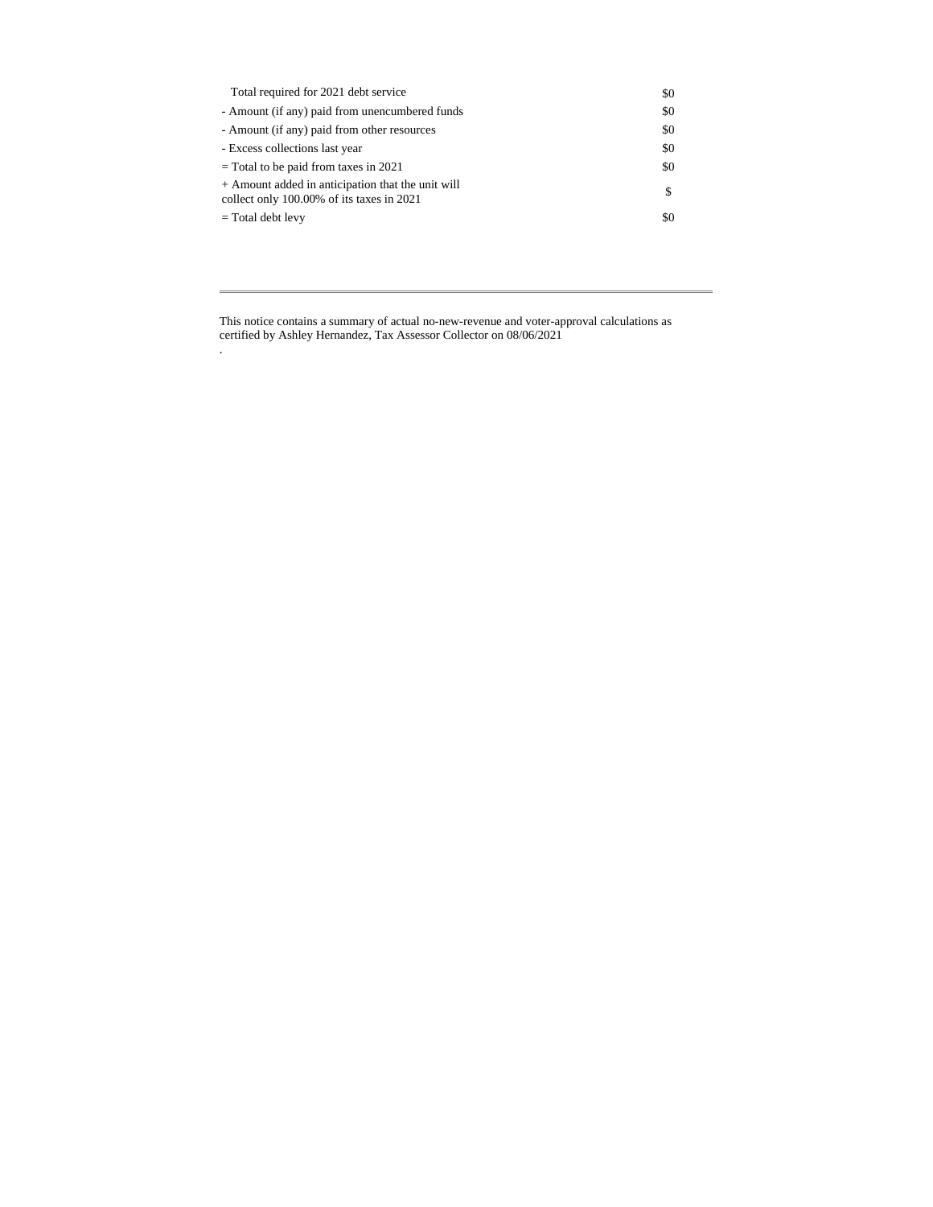| | |
|---|---|
| Total required for 2021 debt service | $0 |
| - Amount (if any) paid from unencumbered funds | $0 |
| - Amount (if any) paid from other resources | $0 |
| - Excess collections last year | $0 |
| = Total to be paid from taxes in 2021 | $0 |
| + Amount added in anticipation that the unit will collect only 100.00% of its taxes in 2021 | $ |
| = Total debt levy | $0 |

---

This notice contains a summary of actual no-new-revenue and voter-approval calculations as certified by Ashley Hernandez, Tax Assessor Collector on 08/06/2021

.